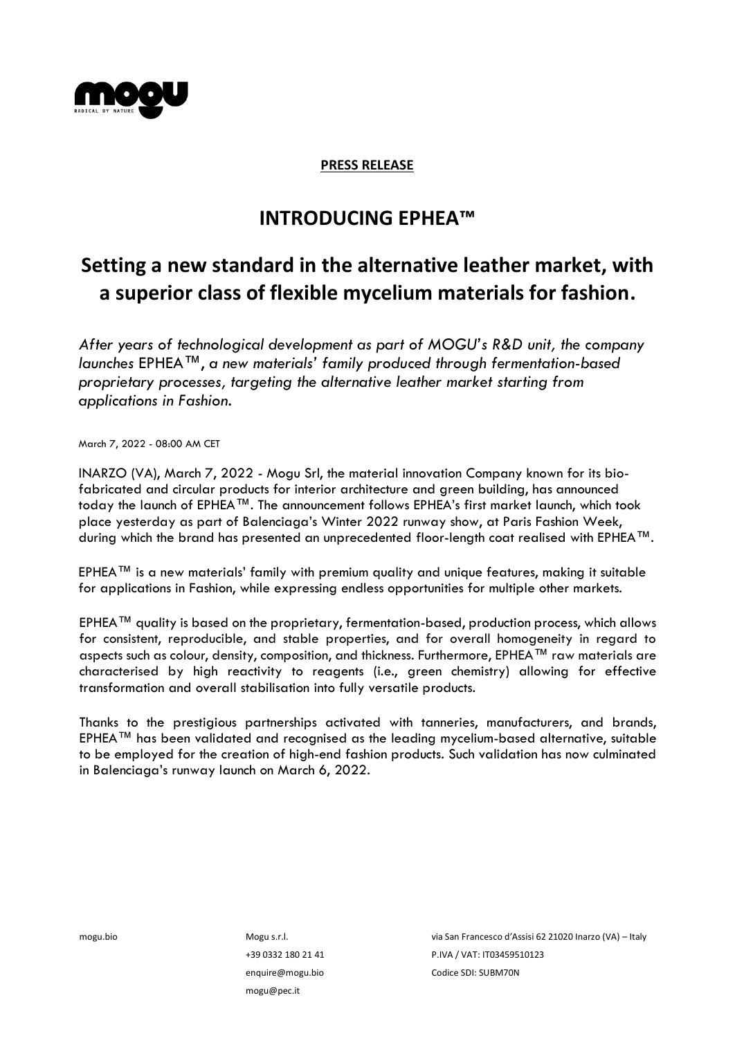**PRESS RELEASE**

# INTRODUCING EPHEA™

## Setting a new standard in the alternative leather market, with a superior class of flexible mycelium materials for fashion.

*After years of technological development as part of MOGU's R&D unit, the company launches* EPHEA™*, a new materials' family produced through fermentation-based proprietary processes, targeting the alternative leather market starting from applications in Fashion.*

March 7, 2022 - 08:00 AM CET

INARZO (VA), March 7, 2022 - Mogu Srl, the material innovation Company known for its bio-fabricated and circular products for interior architecture and green building, has announced today the launch of EPHEA™. The announcement follows EPHEA's first market launch, which took place yesterday as part of Balenciaga's Winter 2022 runway show, at Paris Fashion Week, during which the brand has presented an unprecedented floor-length coat realised with EPHEA™.

EPHEA™ is a new materials' family with premium quality and unique features, making it suitable for applications in Fashion, while expressing endless opportunities for multiple other markets.

EPHEA™ quality is based on the proprietary, fermentation-based, production process, which allows for consistent, reproducible, and stable properties, and for overall homogeneity in regard to aspects such as colour, density, composition, and thickness. Furthermore, EPHEA™ raw materials are characterised by high reactivity to reagents (i.e., green chemistry) allowing for effective transformation and overall stabilisation into fully versatile products.

Thanks to the prestigious partnerships activated with tanneries, manufacturers, and brands, EPHEA™ has been validated and recognised as the leading mycelium-based alternative, suitable to be employed for the creation of high-end fashion products. Such validation has now culminated in Balenciaga's runway launch on March 6, 2022.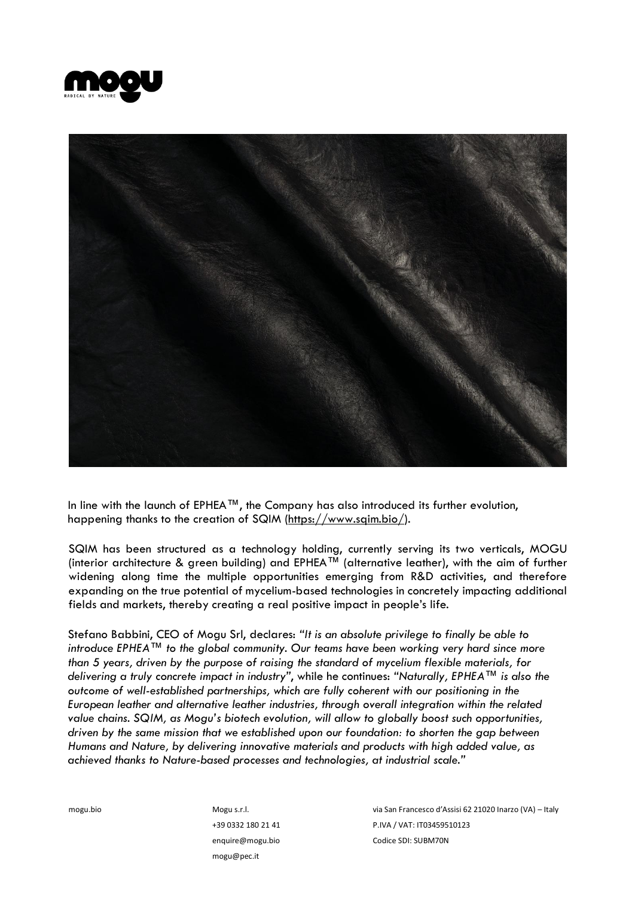In line with the launch of EPHEA™, the Company has also introduced its further evolution, happening thanks to the creation of SQIM (https://www.sqim.bio/).

SQIM has been structured as a technology holding, currently serving its two verticals, MOGU (interior architecture & green building) and EPHEA™ (alternative leather), with the aim of further widening along time the multiple opportunities emerging from R&D activities, and therefore expanding on the true potential of mycelium-based technologies in concretely impacting additional fields and markets, thereby creating a real positive impact in people's life.

Stefano Babbini, CEO of Mogu Srl, declares: *"It is an absolute privilege to finally be able to introduce EPHEA™ to the global community. Our teams have been working very hard since more than 5 years, driven by the purpose of raising the standard of mycelium flexible materials, for delivering a truly concrete impact in industry"*, while he continues: *"Naturally, EPHEA™ is also the outcome of well-established partnerships, which are fully coherent with our positioning in the European leather and alternative leather industries, through overall integration within the related value chains. SQIM, as Mogu's biotech evolution, will allow to globally boost such opportunities, driven by the same mission that we established upon our foundation: to shorten the gap between Humans and Nature, by delivering innovative materials and products with high added value, as achieved thanks to Nature-based processes and technologies, at industrial scale."*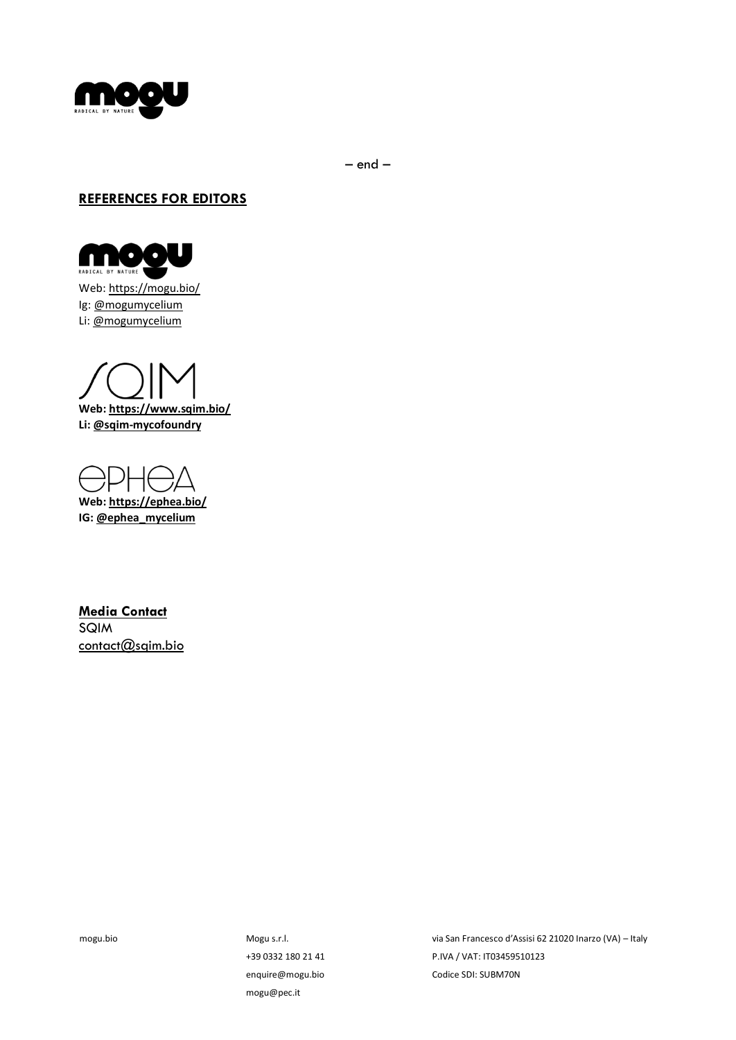– end –

## REFERENCES FOR EDITORS

Web: https://mogu.bio/
Ig: @mogumycelium
Li: @mogumycelium

**Web: https://www.sqim.bio/**
**Li: @sqim-mycofoundry**

**Web: https://ephea.bio/**
**IG: @ephea_mycelium**

**Media Contact**
SQIM
contact@sqim.bio